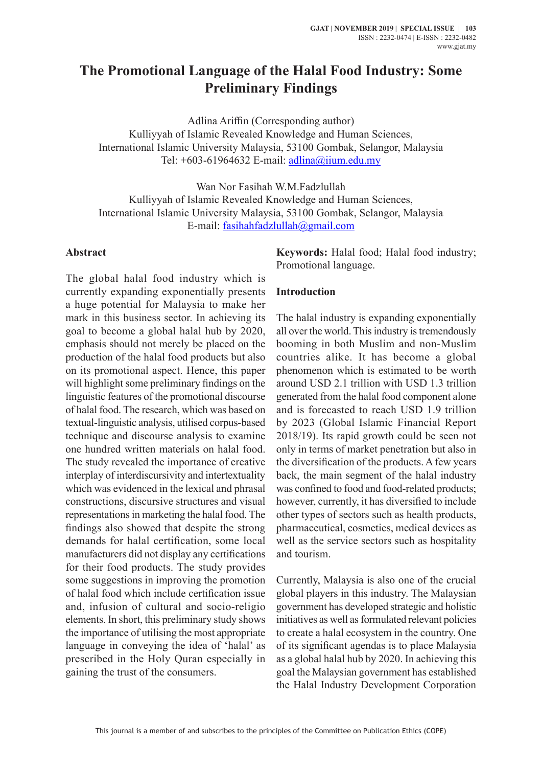# The Promotional Language of the Halal Food Industry: Some Preliminary Findings

Adlina Ariffin (Corresponding author)
Kulliyyah of Islamic Revealed Knowledge and Human Sciences,
International Islamic University Malaysia, 53100 Gombak, Selangor, Malaysia
Tel: +603-61964632 E-mail: adlina@iium.edu.my

Wan Nor Fasihah W.M.Fadzlullah
Kulliyyah of Islamic Revealed Knowledge and Human Sciences,
International Islamic University Malaysia, 53100 Gombak, Selangor, Malaysia
E-mail: fasihahfadzlullah@gmail.com

## Abstract

The global halal food industry which is currently expanding exponentially presents a huge potential for Malaysia to make her mark in this business sector. In achieving its goal to become a global halal hub by 2020, emphasis should not merely be placed on the production of the halal food products but also on its promotional aspect. Hence, this paper will highlight some preliminary findings on the linguistic features of the promotional discourse of halal food. The research, which was based on textual-linguistic analysis, utilised corpus-based technique and discourse analysis to examine one hundred written materials on halal food. The study revealed the importance of creative interplay of interdiscursivity and intertextuality which was evidenced in the lexical and phrasal constructions, discursive structures and visual representations in marketing the halal food. The findings also showed that despite the strong demands for halal certification, some local manufacturers did not display any certifications for their food products. The study provides some suggestions in improving the promotion of halal food which include certification issue and, infusion of cultural and socio-religio elements. In short, this preliminary study shows the importance of utilising the most appropriate language in conveying the idea of 'halal' as prescribed in the Holy Quran especially in gaining the trust of the consumers.

**Keywords:** Halal food; Halal food industry; Promotional language.

## Introduction

The halal industry is expanding exponentially all over the world. This industry is tremendously booming in both Muslim and non-Muslim countries alike. It has become a global phenomenon which is estimated to be worth around USD 2.1 trillion with USD 1.3 trillion generated from the halal food component alone and is forecasted to reach USD 1.9 trillion by 2023 (Global Islamic Financial Report 2018/19). Its rapid growth could be seen not only in terms of market penetration but also in the diversification of the products. A few years back, the main segment of the halal industry was confined to food and food-related products; however, currently, it has diversified to include other types of sectors such as health products, pharmaceutical, cosmetics, medical devices as well as the service sectors such as hospitality and tourism.

Currently, Malaysia is also one of the crucial global players in this industry. The Malaysian government has developed strategic and holistic initiatives as well as formulated relevant policies to create a halal ecosystem in the country. One of its significant agendas is to place Malaysia as a global halal hub by 2020. In achieving this goal the Malaysian government has established the Halal Industry Development Corporation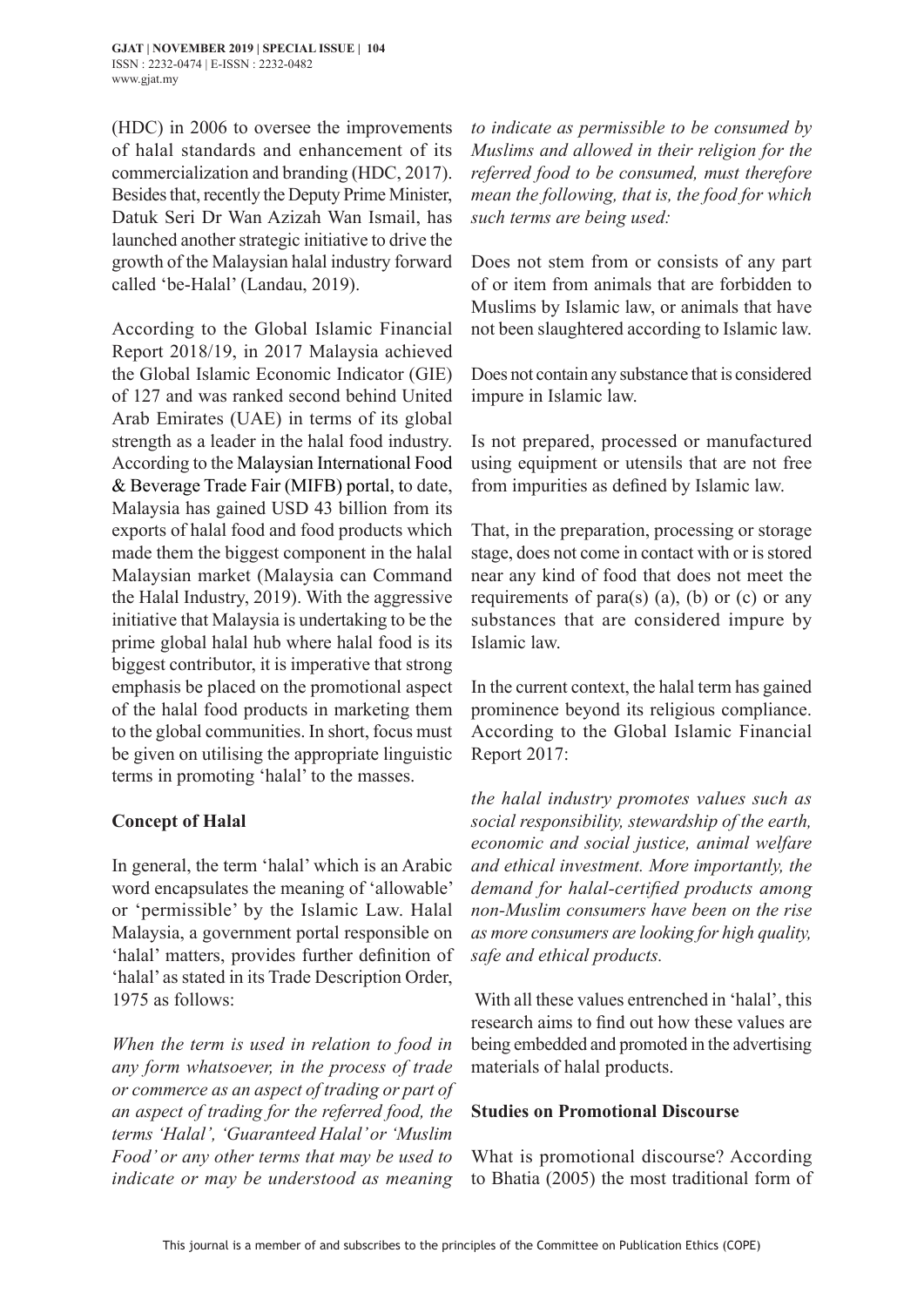(HDC) in 2006 to oversee the improvements of halal standards and enhancement of its commercialization and branding (HDC, 2017). Besides that, recently the Deputy Prime Minister, Datuk Seri Dr Wan Azizah Wan Ismail, has launched another strategic initiative to drive the growth of the Malaysian halal industry forward called 'be-Halal' (Landau, 2019).

According to the Global Islamic Financial Report 2018/19, in 2017 Malaysia achieved the Global Islamic Economic Indicator (GIE) of 127 and was ranked second behind United Arab Emirates (UAE) in terms of its global strength as a leader in the halal food industry. According to the Malaysian International Food & Beverage Trade Fair (MIFB) portal, to date, Malaysia has gained USD 43 billion from its exports of halal food and food products which made them the biggest component in the halal Malaysian market (Malaysia can Command the Halal Industry, 2019). With the aggressive initiative that Malaysia is undertaking to be the prime global halal hub where halal food is its biggest contributor, it is imperative that strong emphasis be placed on the promotional aspect of the halal food products in marketing them to the global communities. In short, focus must be given on utilising the appropriate linguistic terms in promoting 'halal' to the masses.

## Concept of Halal

In general, the term 'halal' which is an Arabic word encapsulates the meaning of 'allowable' or 'permissible' by the Islamic Law. Halal Malaysia, a government portal responsible on 'halal' matters, provides further definition of 'halal' as stated in its Trade Description Order, 1975 as follows:

*When the term is used in relation to food in any form whatsoever, in the process of trade or commerce as an aspect of trading or part of an aspect of trading for the referred food, the terms 'Halal', 'Guaranteed Halal' or 'Muslim Food' or any other terms that may be used to indicate or may be understood as meaning to indicate as permissible to be consumed by Muslims and allowed in their religion for the referred food to be consumed, must therefore mean the following, that is, the food for which such terms are being used:*

Does not stem from or consists of any part of or item from animals that are forbidden to Muslims by Islamic law, or animals that have not been slaughtered according to Islamic law.

Does not contain any substance that is considered impure in Islamic law.

Is not prepared, processed or manufactured using equipment or utensils that are not free from impurities as defined by Islamic law.

That, in the preparation, processing or storage stage, does not come in contact with or is stored near any kind of food that does not meet the requirements of para(s) (a), (b) or (c) or any substances that are considered impure by Islamic law.

In the current context, the halal term has gained prominence beyond its religious compliance. According to the Global Islamic Financial Report 2017:

*the halal industry promotes values such as social responsibility, stewardship of the earth, economic and social justice, animal welfare and ethical investment. More importantly, the demand for halal-certified products among non-Muslim consumers have been on the rise as more consumers are looking for high quality, safe and ethical products.*

With all these values entrenched in 'halal', this research aims to find out how these values are being embedded and promoted in the advertising materials of halal products.

## Studies on Promotional Discourse

What is promotional discourse? According to Bhatia (2005) the most traditional form of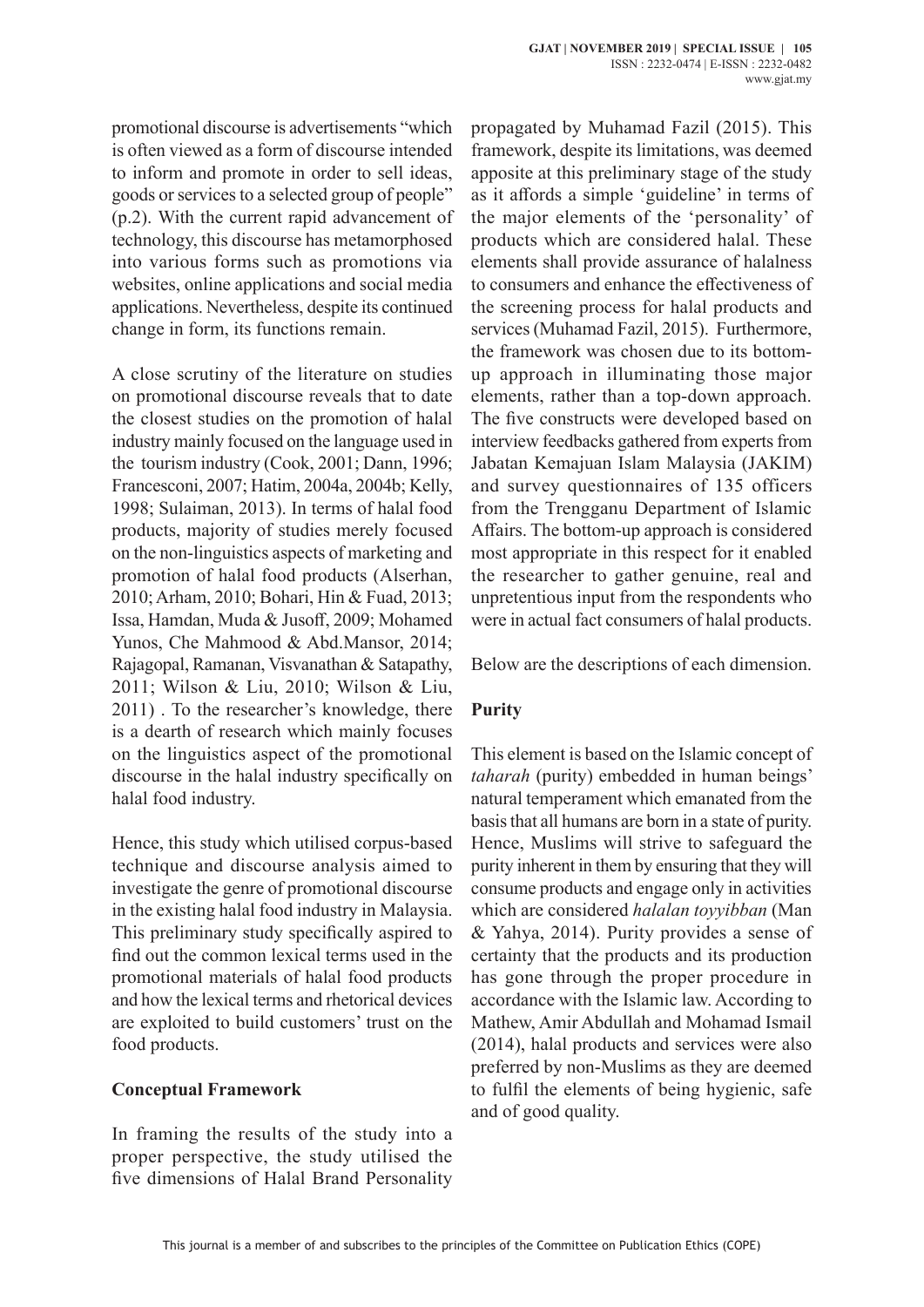promotional discourse is advertisements "which is often viewed as a form of discourse intended to inform and promote in order to sell ideas, goods or services to a selected group of people" (p.2). With the current rapid advancement of technology, this discourse has metamorphosed into various forms such as promotions via websites, online applications and social media applications. Nevertheless, despite its continued change in form, its functions remain.

A close scrutiny of the literature on studies on promotional discourse reveals that to date the closest studies on the promotion of halal industry mainly focused on the language used in the tourism industry (Cook, 2001; Dann, 1996; Francesconi, 2007; Hatim, 2004a, 2004b; Kelly, 1998; Sulaiman, 2013). In terms of halal food products, majority of studies merely focused on the non-linguistics aspects of marketing and promotion of halal food products (Alserhan, 2010; Arham, 2010; Bohari, Hin & Fuad, 2013; Issa, Hamdan, Muda & Jusoff, 2009; Mohamed Yunos, Che Mahmood & Abd.Mansor, 2014; Rajagopal, Ramanan, Visvanathan & Satapathy, 2011; Wilson & Liu, 2010; Wilson & Liu, 2011) . To the researcher's knowledge, there is a dearth of research which mainly focuses on the linguistics aspect of the promotional discourse in the halal industry specifically on halal food industry.

Hence, this study which utilised corpus-based technique and discourse analysis aimed to investigate the genre of promotional discourse in the existing halal food industry in Malaysia. This preliminary study specifically aspired to find out the common lexical terms used in the promotional materials of halal food products and how the lexical terms and rhetorical devices are exploited to build customers' trust on the food products.

## Conceptual Framework

In framing the results of the study into a proper perspective, the study utilised the five dimensions of Halal Brand Personality propagated by Muhamad Fazil (2015). This framework, despite its limitations, was deemed apposite at this preliminary stage of the study as it affords a simple 'guideline' in terms of the major elements of the 'personality' of products which are considered halal. These elements shall provide assurance of halalness to consumers and enhance the effectiveness of the screening process for halal products and services (Muhamad Fazil, 2015). Furthermore, the framework was chosen due to its bottom-up approach in illuminating those major elements, rather than a top-down approach. The five constructs were developed based on interview feedbacks gathered from experts from Jabatan Kemajuan Islam Malaysia (JAKIM) and survey questionnaires of 135 officers from the Trengganu Department of Islamic Affairs. The bottom-up approach is considered most appropriate in this respect for it enabled the researcher to gather genuine, real and unpretentious input from the respondents who were in actual fact consumers of halal products.

Below are the descriptions of each dimension.

### Purity

This element is based on the Islamic concept of *taharah* (purity) embedded in human beings' natural temperament which emanated from the basis that all humans are born in a state of purity. Hence, Muslims will strive to safeguard the purity inherent in them by ensuring that they will consume products and engage only in activities which are considered *halalan toyyibban* (Man & Yahya, 2014). Purity provides a sense of certainty that the products and its production has gone through the proper procedure in accordance with the Islamic law. According to Mathew, Amir Abdullah and Mohamad Ismail (2014), halal products and services were also preferred by non-Muslims as they are deemed to fulfil the elements of being hygienic, safe and of good quality.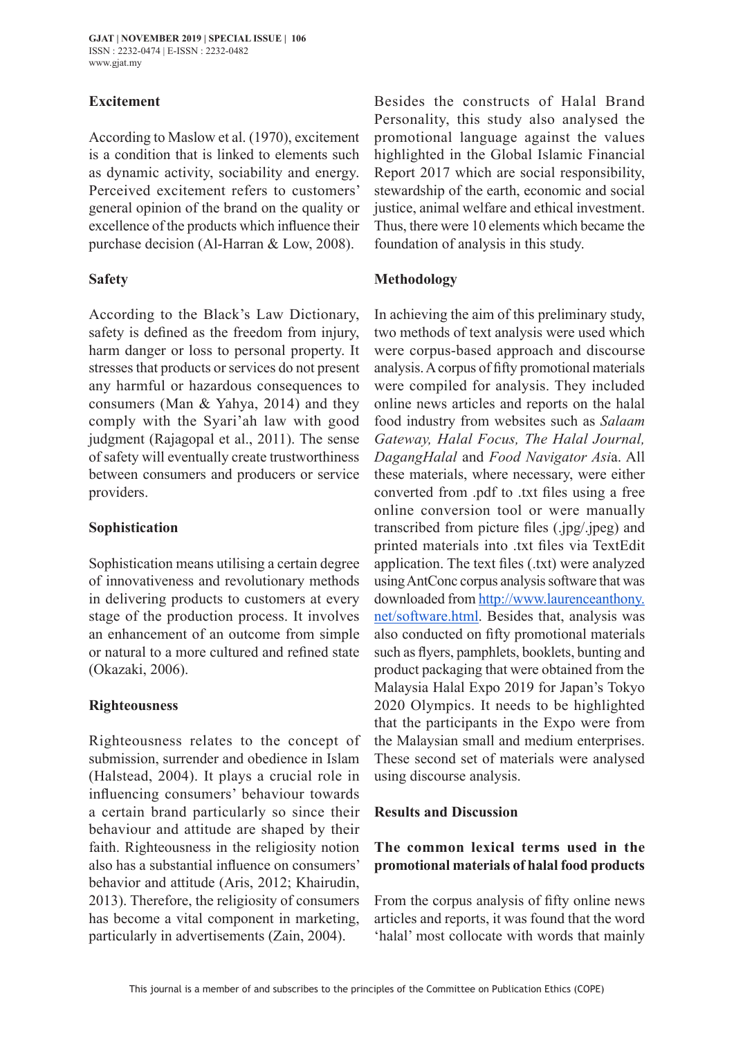### Excitement

According to Maslow et al. (1970), excitement is a condition that is linked to elements such as dynamic activity, sociability and energy. Perceived excitement refers to customers' general opinion of the brand on the quality or excellence of the products which influence their purchase decision (Al-Harran & Low, 2008).

### Safety

According to the Black's Law Dictionary, safety is defined as the freedom from injury, harm danger or loss to personal property. It stresses that products or services do not present any harmful or hazardous consequences to consumers (Man & Yahya, 2014) and they comply with the Syari'ah law with good judgment (Rajagopal et al., 2011). The sense of safety will eventually create trustworthiness between consumers and producers or service providers.

### Sophistication

Sophistication means utilising a certain degree of innovativeness and revolutionary methods in delivering products to customers at every stage of the production process. It involves an enhancement of an outcome from simple or natural to a more cultured and refined state (Okazaki, 2006).

### Righteousness

Righteousness relates to the concept of submission, surrender and obedience in Islam (Halstead, 2004). It plays a crucial role in influencing consumers' behaviour towards a certain brand particularly so since their behaviour and attitude are shaped by their faith. Righteousness in the religiosity notion also has a substantial influence on consumers' behavior and attitude (Aris, 2012; Khairudin, 2013). Therefore, the religiosity of consumers has become a vital component in marketing, particularly in advertisements (Zain, 2004).

Besides the constructs of Halal Brand Personality, this study also analysed the promotional language against the values highlighted in the Global Islamic Financial Report 2017 which are social responsibility, stewardship of the earth, economic and social justice, animal welfare and ethical investment. Thus, there were 10 elements which became the foundation of analysis in this study.

## Methodology

In achieving the aim of this preliminary study, two methods of text analysis were used which were corpus-based approach and discourse analysis. A corpus of fifty promotional materials were compiled for analysis. They included online news articles and reports on the halal food industry from websites such as *Salaam Gateway, Halal Focus, The Halal Journal, DagangHalal* and *Food Navigator Asi*a. All these materials, where necessary, were either converted from .pdf to .txt files using a free online conversion tool or were manually transcribed from picture files (.jpg/.jpeg) and printed materials into .txt files via TextEdit application. The text files (.txt) were analyzed using AntConc corpus analysis software that was downloaded from http://www.laurenceanthony.net/software.html. Besides that, analysis was also conducted on fifty promotional materials such as flyers, pamphlets, booklets, bunting and product packaging that were obtained from the Malaysia Halal Expo 2019 for Japan's Tokyo 2020 Olympics. It needs to be highlighted that the participants in the Expo were from the Malaysian small and medium enterprises. These second set of materials were analysed using discourse analysis.

## Results and Discussion

### The common lexical terms used in the promotional materials of halal food products

From the corpus analysis of fifty online news articles and reports, it was found that the word 'halal' most collocate with words that mainly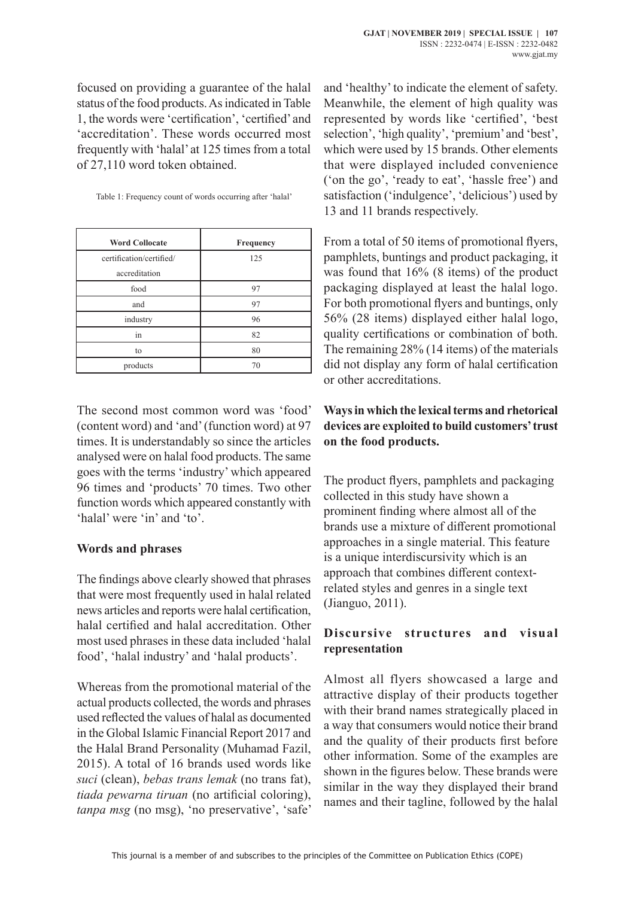focused on providing a guarantee of the halal status of the food products. As indicated in Table 1, the words were 'certification', 'certified' and 'accreditation'. These words occurred most frequently with 'halal' at 125 times from a total of 27,110 word token obtained.

Table 1: Frequency count of words occurring after 'halal'

| Word Collocate | Frequency |
|---|---|
| certification/certified/ accreditation | 125 |
| food | 97 |
| and | 97 |
| industry | 96 |
| in | 82 |
| to | 80 |
| products | 70 |

The second most common word was 'food' (content word) and 'and' (function word) at 97 times. It is understandably so since the articles analysed were on halal food products. The same goes with the terms 'industry' which appeared 96 times and 'products' 70 times. Two other function words which appeared constantly with 'halal' were 'in' and 'to'.

**Words and phrases**

The findings above clearly showed that phrases that were most frequently used in halal related news articles and reports were halal certification, halal certified and halal accreditation. Other most used phrases in these data included 'halal food', 'halal industry' and 'halal products'.

Whereas from the promotional material of the actual products collected, the words and phrases used reflected the values of halal as documented in the Global Islamic Financial Report 2017 and the Halal Brand Personality (Muhamad Fazil, 2015). A total of 16 brands used words like *suci* (clean), *bebas trans lemak* (no trans fat), *tiada pewarna tiruan* (no artificial coloring), *tanpa msg* (no msg), 'no preservative', 'safe' and 'healthy' to indicate the element of safety. Meanwhile, the element of high quality was represented by words like 'certified', 'best selection', 'high quality', 'premium' and 'best', which were used by 15 brands. Other elements that were displayed included convenience ('on the go', 'ready to eat', 'hassle free') and satisfaction ('indulgence', 'delicious') used by 13 and 11 brands respectively.

From a total of 50 items of promotional flyers, pamphlets, buntings and product packaging, it was found that 16% (8 items) of the product packaging displayed at least the halal logo. For both promotional flyers and buntings, only 56% (28 items) displayed either halal logo, quality certifications or combination of both. The remaining 28% (14 items) of the materials did not display any form of halal certification or other accreditations.

**Ways in which the lexical terms and rhetorical devices are exploited to build customers' trust on the food products.**

The product flyers, pamphlets and packaging collected in this study have shown a prominent finding where almost all of the brands use a mixture of different promotional approaches in a single material. This feature is a unique interdiscursivity which is an approach that combines different context-related styles and genres in a single text (Jianguo, 2011).

**Discursive structures and visual representation**

Almost all flyers showcased a large and attractive display of their products together with their brand names strategically placed in a way that consumers would notice their brand and the quality of their products first before other information. Some of the examples are shown in the figures below. These brands were similar in the way they displayed their brand names and their tagline, followed by the halal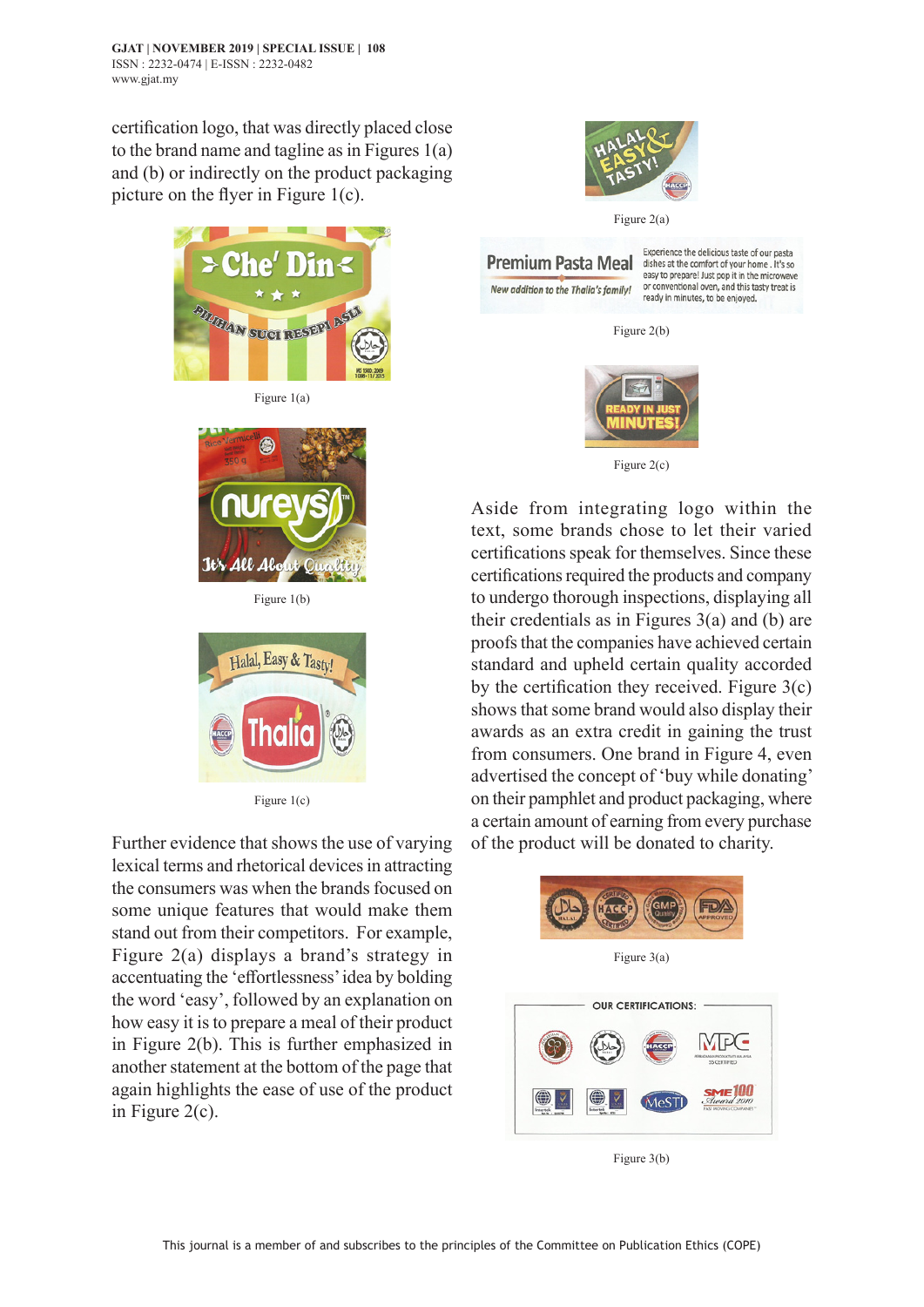certification logo, that was directly placed close to the brand name and tagline as in Figures 1(a) and (b) or indirectly on the product packaging picture on the flyer in Figure 1(c).

Figure 1(a)

Figure 1(b)

Figure 1(c)

Further evidence that shows the use of varying lexical terms and rhetorical devices in attracting the consumers was when the brands focused on some unique features that would make them stand out from their competitors. For example, Figure 2(a) displays a brand's strategy in accentuating the 'effortlessness' idea by bolding the word 'easy', followed by an explanation on how easy it is to prepare a meal of their product in Figure 2(b). This is further emphasized in another statement at the bottom of the page that again highlights the ease of use of the product in Figure 2(c).

Figure 2(a)

Figure 2(b)

Figure 2(c)

Aside from integrating logo within the text, some brands chose to let their varied certifications speak for themselves. Since these certifications required the products and company to undergo thorough inspections, displaying all their credentials as in Figures 3(a) and (b) are proofs that the companies have achieved certain standard and upheld certain quality accorded by the certification they received. Figure 3(c) shows that some brand would also display their awards as an extra credit in gaining the trust from consumers. One brand in Figure 4, even advertised the concept of 'buy while donating' on their pamphlet and product packaging, where a certain amount of earning from every purchase of the product will be donated to charity.

Figure 3(a)

Figure 3(b)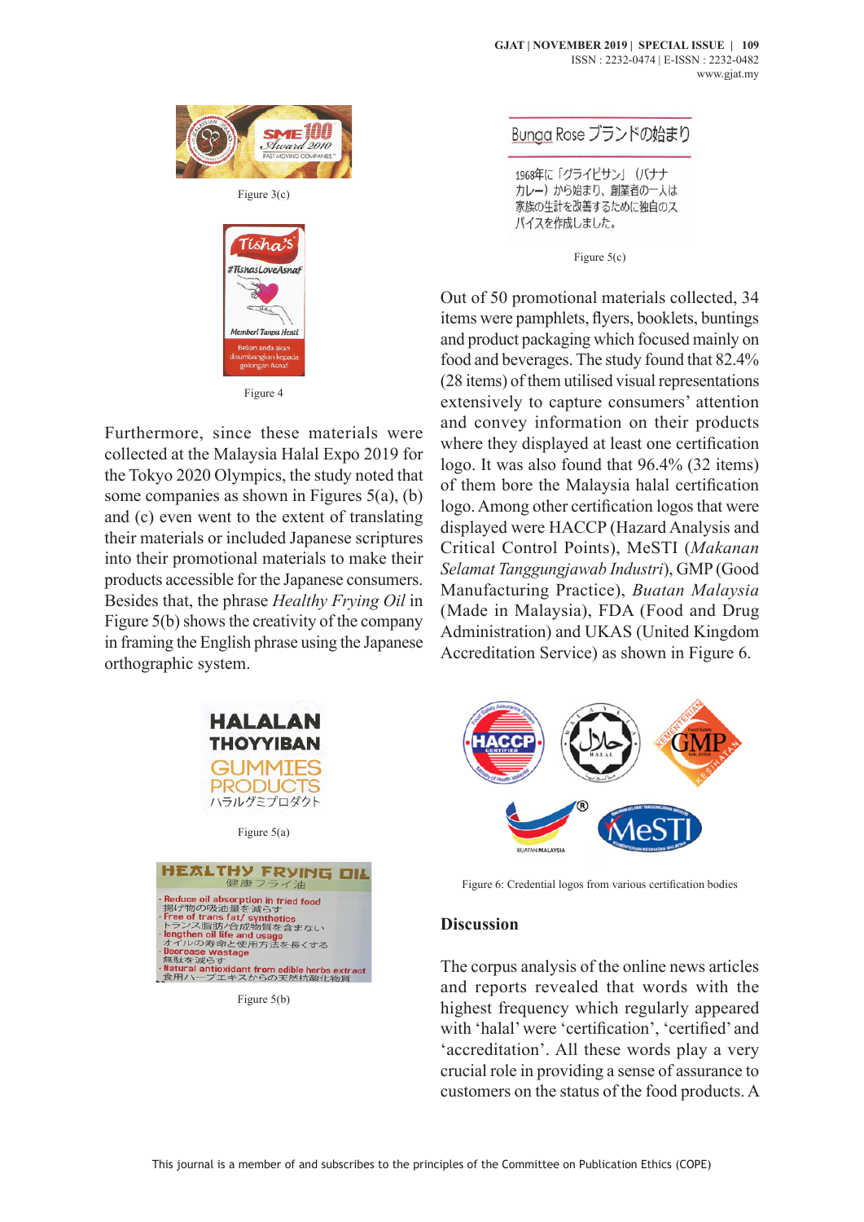Figure 3(c)

Figure 4

Furthermore, since these materials were collected at the Malaysia Halal Expo 2019 for the Tokyo 2020 Olympics, the study noted that some companies as shown in Figures 5(a), (b) and (c) even went to the extent of translating their materials or included Japanese scriptures into their promotional materials to make their products accessible for the Japanese consumers. Besides that, the phrase *Healthy Frying Oil* in Figure 5(b) shows the creativity of the company in framing the English phrase using the Japanese orthographic system.

Figure 5(a)

Figure 5(b)

Figure 5(c)

Out of 50 promotional materials collected, 34 items were pamphlets, flyers, booklets, buntings and product packaging which focused mainly on food and beverages. The study found that 82.4% (28 items) of them utilised visual representations extensively to capture consumers' attention and convey information on their products where they displayed at least one certification logo. It was also found that 96.4% (32 items) of them bore the Malaysia halal certification logo. Among other certification logos that were displayed were HACCP (Hazard Analysis and Critical Control Points), MeSTI (*Makanan Selamat Tanggungjawab Industri*), GMP (Good Manufacturing Practice), *Buatan Malaysia* (Made in Malaysia), FDA (Food and Drug Administration) and UKAS (United Kingdom Accreditation Service) as shown in Figure 6.

Figure 6: Credential logos from various certification bodies

## Discussion

The corpus analysis of the online news articles and reports revealed that words with the highest frequency which regularly appeared with 'halal' were 'certification', 'certified' and 'accreditation'. All these words play a very crucial role in providing a sense of assurance to customers on the status of the food products. A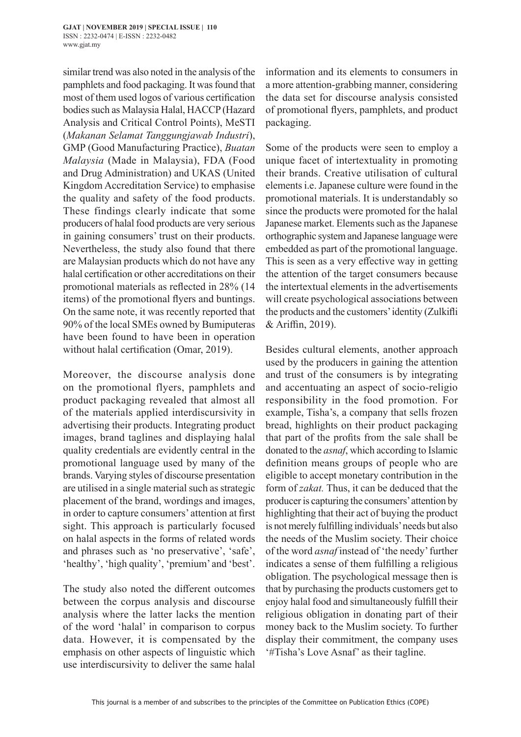similar trend was also noted in the analysis of the pamphlets and food packaging. It was found that most of them used logos of various certification bodies such as Malaysia Halal, HACCP (Hazard Analysis and Critical Control Points), MeSTI (*Makanan Selamat Tanggungjawab Industri*), GMP (Good Manufacturing Practice), *Buatan Malaysia* (Made in Malaysia), FDA (Food and Drug Administration) and UKAS (United Kingdom Accreditation Service) to emphasise the quality and safety of the food products. These findings clearly indicate that some producers of halal food products are very serious in gaining consumers' trust on their products. Nevertheless, the study also found that there are Malaysian products which do not have any halal certification or other accreditations on their promotional materials as reflected in 28% (14 items) of the promotional flyers and buntings. On the same note, it was recently reported that 90% of the local SMEs owned by Bumiputeras have been found to have been in operation without halal certification (Omar, 2019).

Moreover, the discourse analysis done on the promotional flyers, pamphlets and product packaging revealed that almost all of the materials applied interdiscursivity in advertising their products. Integrating product images, brand taglines and displaying halal quality credentials are evidently central in the promotional language used by many of the brands. Varying styles of discourse presentation are utilised in a single material such as strategic placement of the brand, wordings and images, in order to capture consumers' attention at first sight. This approach is particularly focused on halal aspects in the forms of related words and phrases such as 'no preservative', 'safe', 'healthy', 'high quality', 'premium' and 'best'.

The study also noted the different outcomes between the corpus analysis and discourse analysis where the latter lacks the mention of the word 'halal' in comparison to corpus data. However, it is compensated by the emphasis on other aspects of linguistic which use interdiscursivity to deliver the same halal information and its elements to consumers in a more attention-grabbing manner, considering the data set for discourse analysis consisted of promotional flyers, pamphlets, and product packaging.

Some of the products were seen to employ a unique facet of intertextuality in promoting their brands. Creative utilisation of cultural elements i.e. Japanese culture were found in the promotional materials. It is understandably so since the products were promoted for the halal Japanese market. Elements such as the Japanese orthographic system and Japanese language were embedded as part of the promotional language. This is seen as a very effective way in getting the attention of the target consumers because the intertextual elements in the advertisements will create psychological associations between the products and the customers' identity (Zulkifli & Ariffin, 2019).

Besides cultural elements, another approach used by the producers in gaining the attention and trust of the consumers is by integrating and accentuating an aspect of socio-religio responsibility in the food promotion. For example, Tisha's, a company that sells frozen bread, highlights on their product packaging that part of the profits from the sale shall be donated to the *asnaf*, which according to Islamic definition means groups of people who are eligible to accept monetary contribution in the form of *zakat.* Thus, it can be deduced that the producer is capturing the consumers' attention by highlighting that their act of buying the product is not merely fulfilling individuals' needs but also the needs of the Muslim society. Their choice of the word *asnaf* instead of 'the needy' further indicates a sense of them fulfilling a religious obligation. The psychological message then is that by purchasing the products customers get to enjoy halal food and simultaneously fulfill their religious obligation in donating part of their money back to the Muslim society. To further display their commitment, the company uses '#Tisha's Love Asnaf' as their tagline.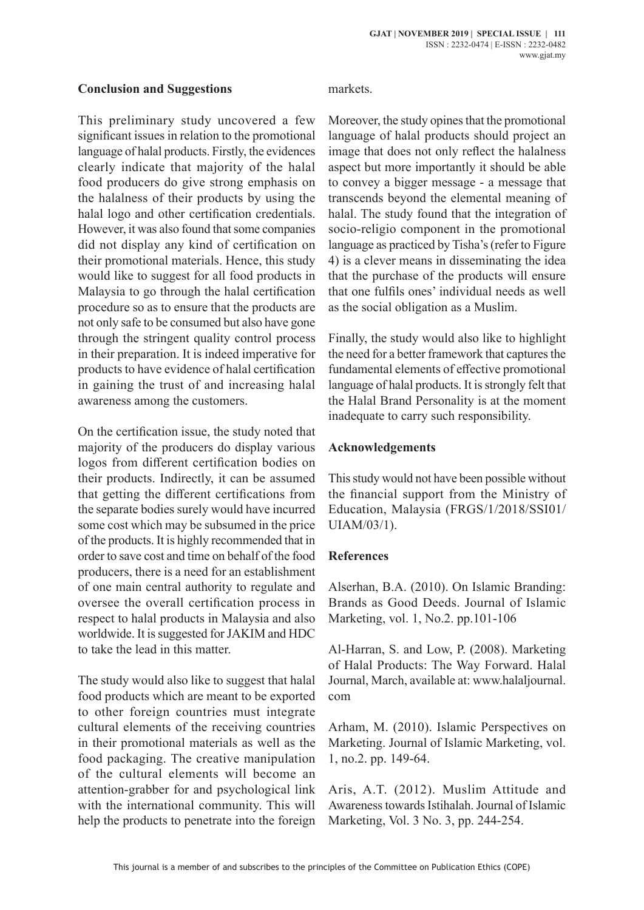## Conclusion and Suggestions

This preliminary study uncovered a few significant issues in relation to the promotional language of halal products. Firstly, the evidences clearly indicate that majority of the halal food producers do give strong emphasis on the halalness of their products by using the halal logo and other certification credentials. However, it was also found that some companies did not display any kind of certification on their promotional materials. Hence, this study would like to suggest for all food products in Malaysia to go through the halal certification procedure so as to ensure that the products are not only safe to be consumed but also have gone through the stringent quality control process in their preparation. It is indeed imperative for products to have evidence of halal certification in gaining the trust of and increasing halal awareness among the customers.

On the certification issue, the study noted that majority of the producers do display various logos from different certification bodies on their products. Indirectly, it can be assumed that getting the different certifications from the separate bodies surely would have incurred some cost which may be subsumed in the price of the products. It is highly recommended that in order to save cost and time on behalf of the food producers, there is a need for an establishment of one main central authority to regulate and oversee the overall certification process in respect to halal products in Malaysia and also worldwide. It is suggested for JAKIM and HDC to take the lead in this matter.

The study would also like to suggest that halal food products which are meant to be exported to other foreign countries must integrate cultural elements of the receiving countries in their promotional materials as well as the food packaging. The creative manipulation of the cultural elements will become an attention-grabber for and psychological link with the international community. This will help the products to penetrate into the foreign markets.

Moreover, the study opines that the promotional language of halal products should project an image that does not only reflect the halalness aspect but more importantly it should be able to convey a bigger message - a message that transcends beyond the elemental meaning of halal. The study found that the integration of socio-religio component in the promotional language as practiced by Tisha's (refer to Figure 4) is a clever means in disseminating the idea that the purchase of the products will ensure that one fulfils ones' individual needs as well as the social obligation as a Muslim.

Finally, the study would also like to highlight the need for a better framework that captures the fundamental elements of effective promotional language of halal products. It is strongly felt that the Halal Brand Personality is at the moment inadequate to carry such responsibility.

## Acknowledgements

This study would not have been possible without the financial support from the Ministry of Education, Malaysia (FRGS/1/2018/SSI01/UIAM/03/1).

## References

Alserhan, B.A. (2010). On Islamic Branding: Brands as Good Deeds. Journal of Islamic Marketing, vol. 1, No.2. pp.101-106

Al-Harran, S. and Low, P. (2008). Marketing of Halal Products: The Way Forward. Halal Journal, March, available at: www.halaljournal.com

Arham, M. (2010). Islamic Perspectives on Marketing. Journal of Islamic Marketing, vol. 1, no.2. pp. 149-64.

Aris, A.T. (2012). Muslim Attitude and Awareness towards Istihalah. Journal of Islamic Marketing, Vol. 3 No. 3, pp. 244-254.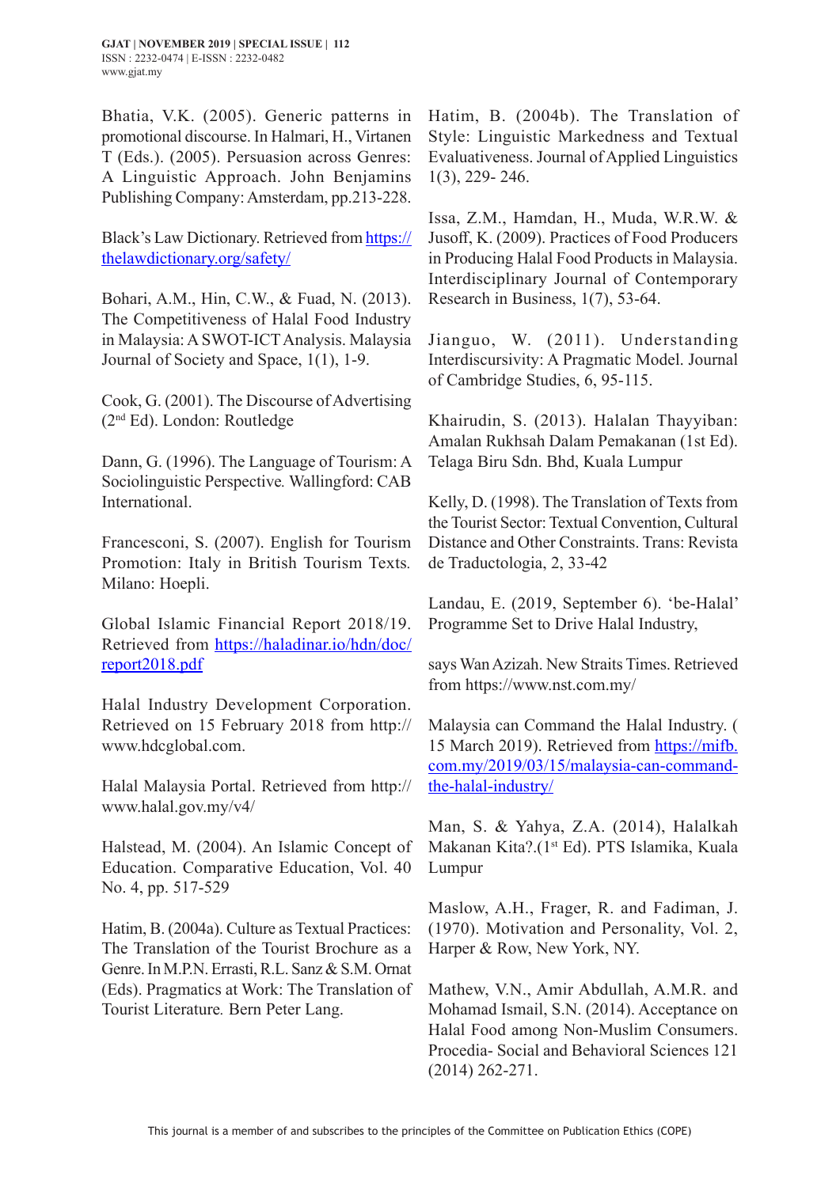Bhatia, V.K. (2005). Generic patterns in promotional discourse. In Halmari, H., Virtanen T (Eds.). (2005). Persuasion across Genres: A Linguistic Approach. John Benjamins Publishing Company: Amsterdam, pp.213-228.

Black's Law Dictionary. Retrieved from https://thelawdictionary.org/safety/

Bohari, A.M., Hin, C.W., & Fuad, N. (2013). The Competitiveness of Halal Food Industry in Malaysia: A SWOT-ICT Analysis. Malaysia Journal of Society and Space, 1(1), 1-9.

Cook, G. (2001). The Discourse of Advertising (2nd Ed). London: Routledge

Dann, G. (1996). The Language of Tourism: A Sociolinguistic Perspective. Wallingford: CAB International.

Francesconi, S. (2007). English for Tourism Promotion: Italy in British Tourism Texts. Milano: Hoepli.

Global Islamic Financial Report 2018/19. Retrieved from https://haladinar.io/hdn/doc/report2018.pdf

Halal Industry Development Corporation. Retrieved on 15 February 2018 from http://www.hdcglobal.com.

Halal Malaysia Portal. Retrieved from http://www.halal.gov.my/v4/

Halstead, M. (2004). An Islamic Concept of Education. Comparative Education, Vol. 40 No. 4, pp. 517-529

Hatim, B. (2004a). Culture as Textual Practices: The Translation of the Tourist Brochure as a Genre. In M.P.N. Errasti, R.L. Sanz & S.M. Ornat (Eds). Pragmatics at Work: The Translation of Tourist Literature. Bern Peter Lang.

Hatim, B. (2004b). The Translation of Style: Linguistic Markedness and Textual Evaluativeness. Journal of Applied Linguistics 1(3), 229- 246.

Issa, Z.M., Hamdan, H., Muda, W.R.W. & Jusoff, K. (2009). Practices of Food Producers in Producing Halal Food Products in Malaysia. Interdisciplinary Journal of Contemporary Research in Business, 1(7), 53-64.

Jianguo, W. (2011). Understanding Interdiscursivity: A Pragmatic Model. Journal of Cambridge Studies, 6, 95-115.

Khairudin, S. (2013). Halalan Thayyiban: Amalan Rukhsah Dalam Pemakanan (1st Ed). Telaga Biru Sdn. Bhd, Kuala Lumpur

Kelly, D. (1998). The Translation of Texts from the Tourist Sector: Textual Convention, Cultural Distance and Other Constraints. Trans: Revista de Traductologia, 2, 33-42

Landau, E. (2019, September 6). 'be-Halal' Programme Set to Drive Halal Industry,

says Wan Azizah. New Straits Times. Retrieved from https://www.nst.com.my/

Malaysia can Command the Halal Industry. ( 15 March 2019). Retrieved from https://mifb.com.my/2019/03/15/malaysia-can-command-the-halal-industry/

Man, S. & Yahya, Z.A. (2014), Halalkah Makanan Kita?.(1st Ed). PTS Islamika, Kuala Lumpur

Maslow, A.H., Frager, R. and Fadiman, J. (1970). Motivation and Personality, Vol. 2, Harper & Row, New York, NY.

Mathew, V.N., Amir Abdullah, A.M.R. and Mohamad Ismail, S.N. (2014). Acceptance on Halal Food among Non-Muslim Consumers. Procedia- Social and Behavioral Sciences 121 (2014) 262-271.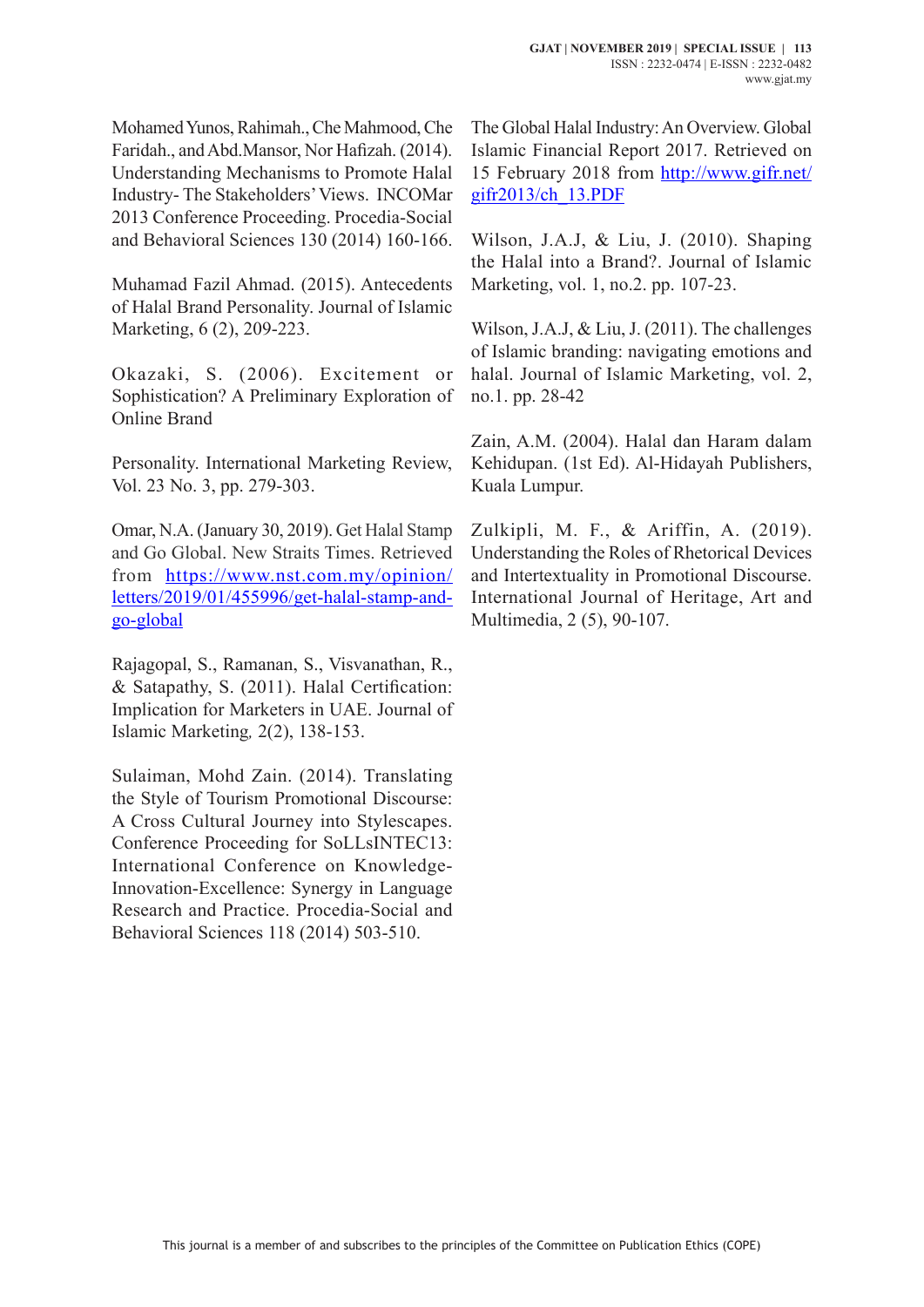Mohamed Yunos, Rahimah., Che Mahmood, Che Faridah., and Abd.Mansor, Nor Hafizah. (2014). Understanding Mechanisms to Promote Halal Industry- The Stakeholders' Views. INCOMar 2013 Conference Proceeding. Procedia-Social and Behavioral Sciences 130 (2014) 160-166.

Muhamad Fazil Ahmad. (2015). Antecedents of Halal Brand Personality. Journal of Islamic Marketing, 6 (2), 209-223.

Okazaki, S. (2006). Excitement or Sophistication? A Preliminary Exploration of Online Brand

Personality. International Marketing Review, Vol. 23 No. 3, pp. 279-303.

Omar, N.A. (January 30, 2019). Get Halal Stamp and Go Global. New Straits Times. Retrieved from https://www.nst.com.my/opinion/letters/2019/01/455996/get-halal-stamp-and-go-global

Rajagopal, S., Ramanan, S., Visvanathan, R., & Satapathy, S. (2011). Halal Certification: Implication for Marketers in UAE. Journal of Islamic Marketing, 2(2), 138-153.

Sulaiman, Mohd Zain. (2014). Translating the Style of Tourism Promotional Discourse: A Cross Cultural Journey into Stylescapes. Conference Proceeding for SoLLsINTEC13: International Conference on Knowledge-Innovation-Excellence: Synergy in Language Research and Practice. Procedia-Social and Behavioral Sciences 118 (2014) 503-510.

The Global Halal Industry: An Overview. Global Islamic Financial Report 2017. Retrieved on 15 February 2018 from http://www.gifr.net/gifr2013/ch_13.PDF

Wilson, J.A.J, & Liu, J. (2010). Shaping the Halal into a Brand?. Journal of Islamic Marketing, vol. 1, no.2. pp. 107-23.

Wilson, J.A.J, & Liu, J. (2011). The challenges of Islamic branding: navigating emotions and halal. Journal of Islamic Marketing, vol. 2, no.1. pp. 28-42

Zain, A.M. (2004). Halal dan Haram dalam Kehidupan. (1st Ed). Al-Hidayah Publishers, Kuala Lumpur.

Zulkipli, M. F., & Ariffin, A. (2019). Understanding the Roles of Rhetorical Devices and Intertextuality in Promotional Discourse. International Journal of Heritage, Art and Multimedia, 2 (5), 90-107.